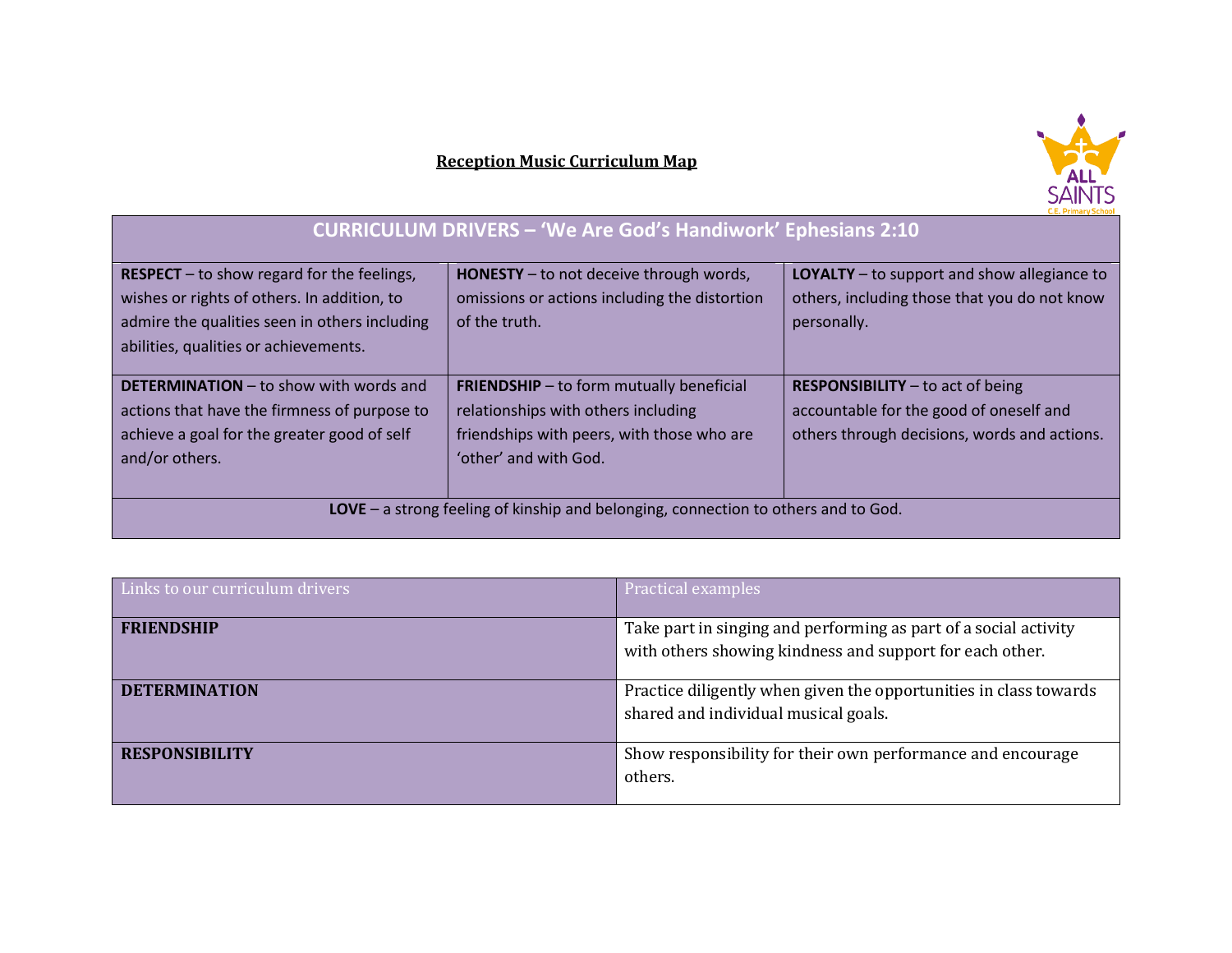# Reception Music Curriculum Map

| CURRICULUM DRIVERS – 'We Are God's Handiwork' Ephesians 2:10 | | |
|---|---|---|
| **RESPECT** – to show regard for the feelings, wishes or rights of others. In addition, to admire the qualities seen in others including abilities, qualities or achievements. | **HONESTY** – to not deceive through words, omissions or actions including the distortion of the truth. | **LOYALTY** – to support and show allegiance to others, including those that you do not know personally. |
| **DETERMINATION** – to show with words and actions that have the firmness of purpose to achieve a goal for the greater good of self and/or others. | **FRIENDSHIP** – to form mutually beneficial relationships with others including friendships with peers, with those who are 'other' and with God. | **RESPONSIBILITY** – to act of being accountable for the good of oneself and others through decisions, words and actions. |
| **LOVE** – a strong feeling of kinship and belonging, connection to others and to God. | | |

| Links to our curriculum drivers | Practical examples |
|---|---|
| **FRIENDSHIP** | Take part in singing and performing as part of a social activity with others showing kindness and support for each other. |
| **DETERMINATION** | Practice diligently when given the opportunities in class towards shared and individual musical goals. |
| **RESPONSIBILITY** | Show responsibility for their own performance and encourage others. |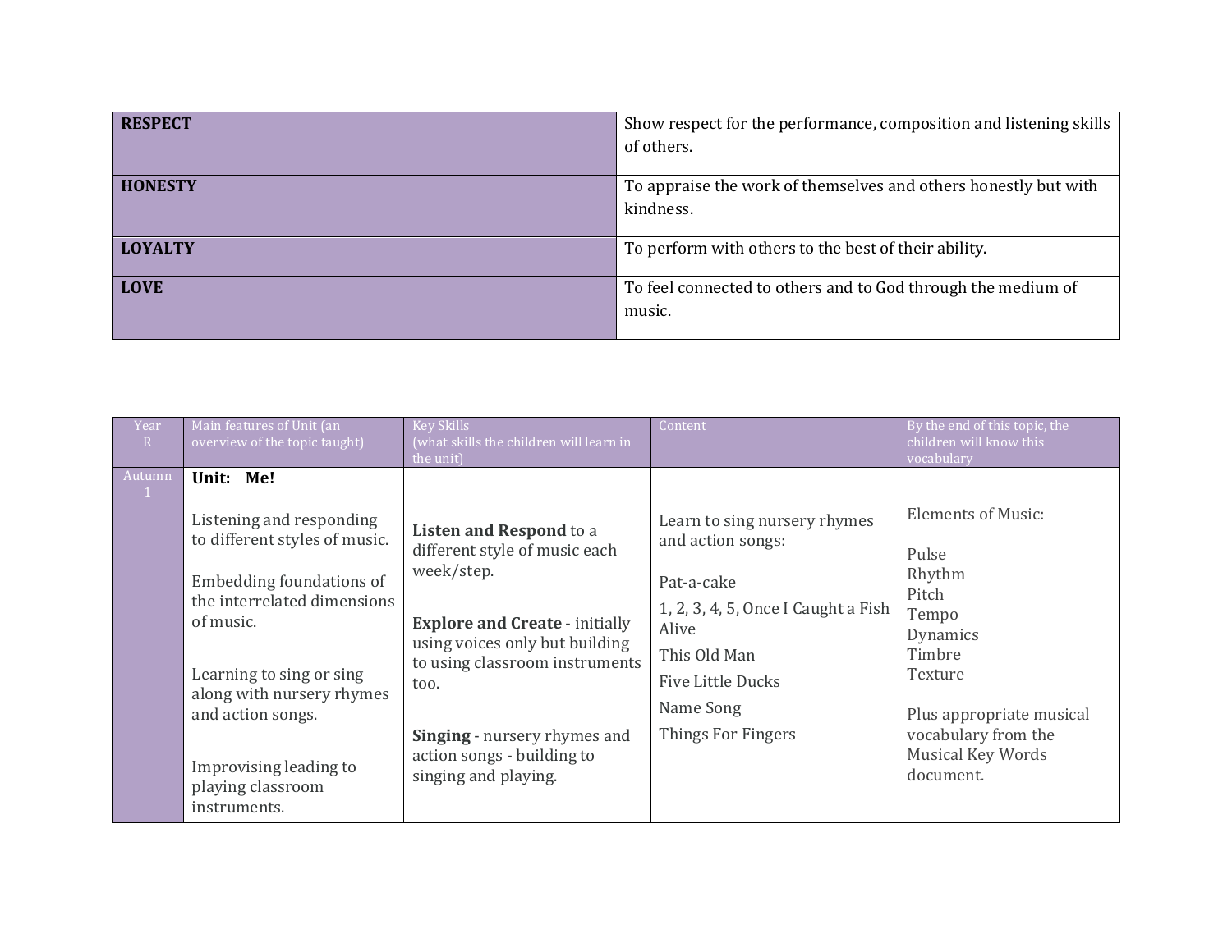| RESPECT | Show respect for the performance, composition and listening skills of others. |
|---|---|
| HONESTY | To appraise the work of themselves and others honestly but with kindness. |
| LOYALTY | To perform with others to the best of their ability. |
| LOVE | To feel connected to others and to God through the medium of music. |

| Year R | Main features of Unit (an overview of the topic taught) | Key Skills (what skills the children will learn in the unit) | Content | By the end of this topic, the children will know this vocabulary |
|---|---|---|---|---|
| Autumn 1 | **Unit: Me!**<br><br>Listening and responding to different styles of music.<br><br>Embedding foundations of the interrelated dimensions of music.<br><br>Learning to sing or sing along with nursery rhymes and action songs.<br><br>Improvising leading to playing classroom instruments. | **Listen and Respond** to a different style of music each week/step.<br><br>**Explore and Create** - initially using voices only but building to using classroom instruments too.<br><br>**Singing** - nursery rhymes and action songs - building to singing and playing. | Learn to sing nursery rhymes and action songs:<br><br>Pat-a-cake<br>1, 2, 3, 4, 5, Once I Caught a Fish Alive<br>This Old Man<br>Five Little Ducks<br>Name Song<br>Things For Fingers | Elements of Music:<br><br>Pulse<br>Rhythm<br>Pitch<br>Tempo<br>Dynamics<br>Timbre<br>Texture<br><br>Plus appropriate musical vocabulary from the Musical Key Words document. |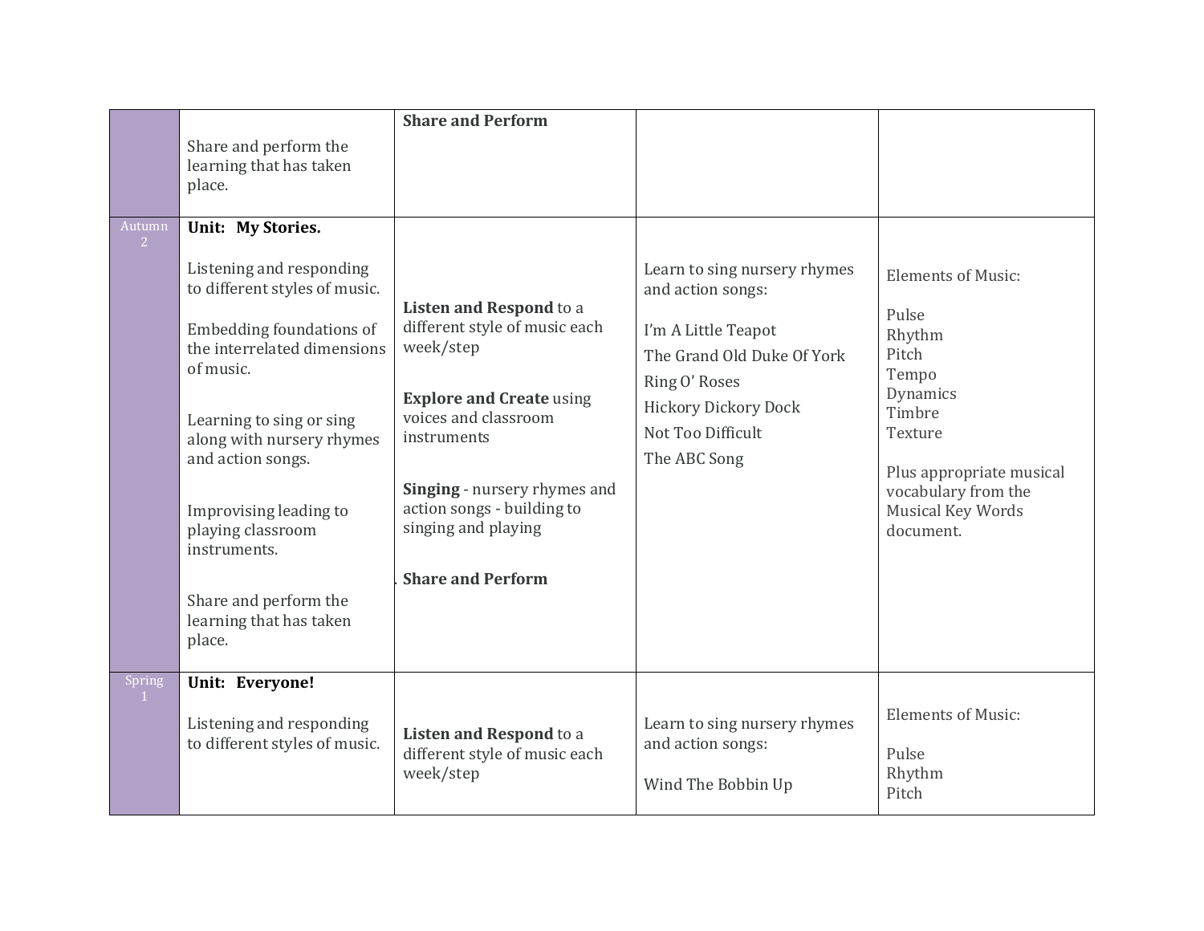| | | | | |
|---|---|---|---|---|
| | Share and perform the learning that has taken place. | **Share and Perform** | | |
| Autumn 2 | **Unit: My Stories.**<br><br>Listening and responding to different styles of music.<br><br>Embedding foundations of the interrelated dimensions of music.<br><br>Learning to sing or sing along with nursery rhymes and action songs.<br><br>Improvising leading to playing classroom instruments.<br><br>Share and perform the learning that has taken place. | **Listen and Respond** to a different style of music each week/step<br><br>**Explore and Create** using voices and classroom instruments<br><br>**Singing** - nursery rhymes and action songs - building to singing and playing<br><br>**Share and Perform** | Learn to sing nursery rhymes and action songs:<br><br>I'm A Little Teapot<br>The Grand Old Duke Of York<br>Ring O' Roses<br>Hickory Dickory Dock<br>Not Too Difficult<br>The ABC Song | Elements of Music:<br><br>Pulse<br>Rhythm<br>Pitch<br>Tempo<br>Dynamics<br>Timbre<br>Texture<br><br>Plus appropriate musical vocabulary from the Musical Key Words document. |
| Spring 1 | **Unit: Everyone!**<br><br>Listening and responding to different styles of music. | **Listen and Respond** to a different style of music each week/step | Learn to sing nursery rhymes and action songs:<br><br>Wind The Bobbin Up | Elements of Music:<br><br>Pulse<br>Rhythm<br>Pitch |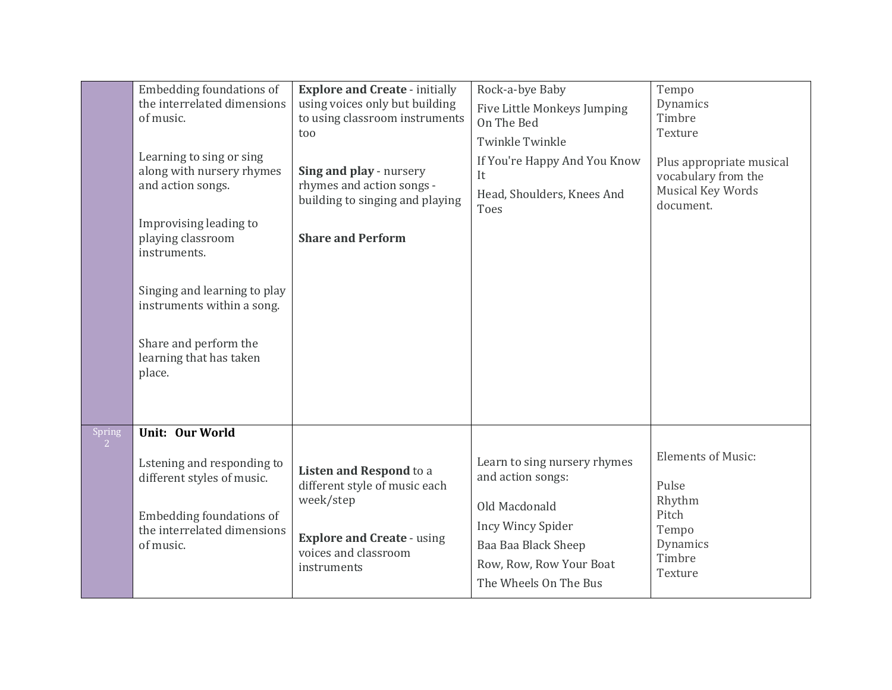| | | | | |
|---|---|---|---|---|
| | Embedding foundations of the interrelated dimensions of music.<br><br>Learning to sing or sing along with nursery rhymes and action songs.<br><br>Improvising leading to playing classroom instruments.<br><br>Singing and learning to play instruments within a song.<br><br>Share and perform the learning that has taken place. | **Explore and Create** - initially using voices only but building to using classroom instruments too<br><br>**Sing and play** - nursery rhymes and action songs - building to singing and playing<br><br>**Share and Perform** | Rock-a-bye Baby<br>Five Little Monkeys Jumping On The Bed<br>Twinkle Twinkle<br>If You're Happy And You Know It<br>Head, Shoulders, Knees And Toes | Tempo<br>Dynamics<br>Timbre<br>Texture<br><br>Plus appropriate musical vocabulary from the Musical Key Words document. |
| Spring 2 | **Unit: Our World**<br><br>Lstening and responding to different styles of music.<br><br>Embedding foundations of the interrelated dimensions of music. | **Listen and Respond** to a different style of music each week/step<br><br>**Explore and Create** - using voices and classroom instruments | Learn to sing nursery rhymes and action songs:<br><br>Old Macdonald<br>Incy Wincy Spider<br>Baa Baa Black Sheep<br>Row, Row, Row Your Boat<br>The Wheels On The Bus | Elements of Music:<br><br>Pulse<br>Rhythm<br>Pitch<br>Tempo<br>Dynamics<br>Timbre<br>Texture |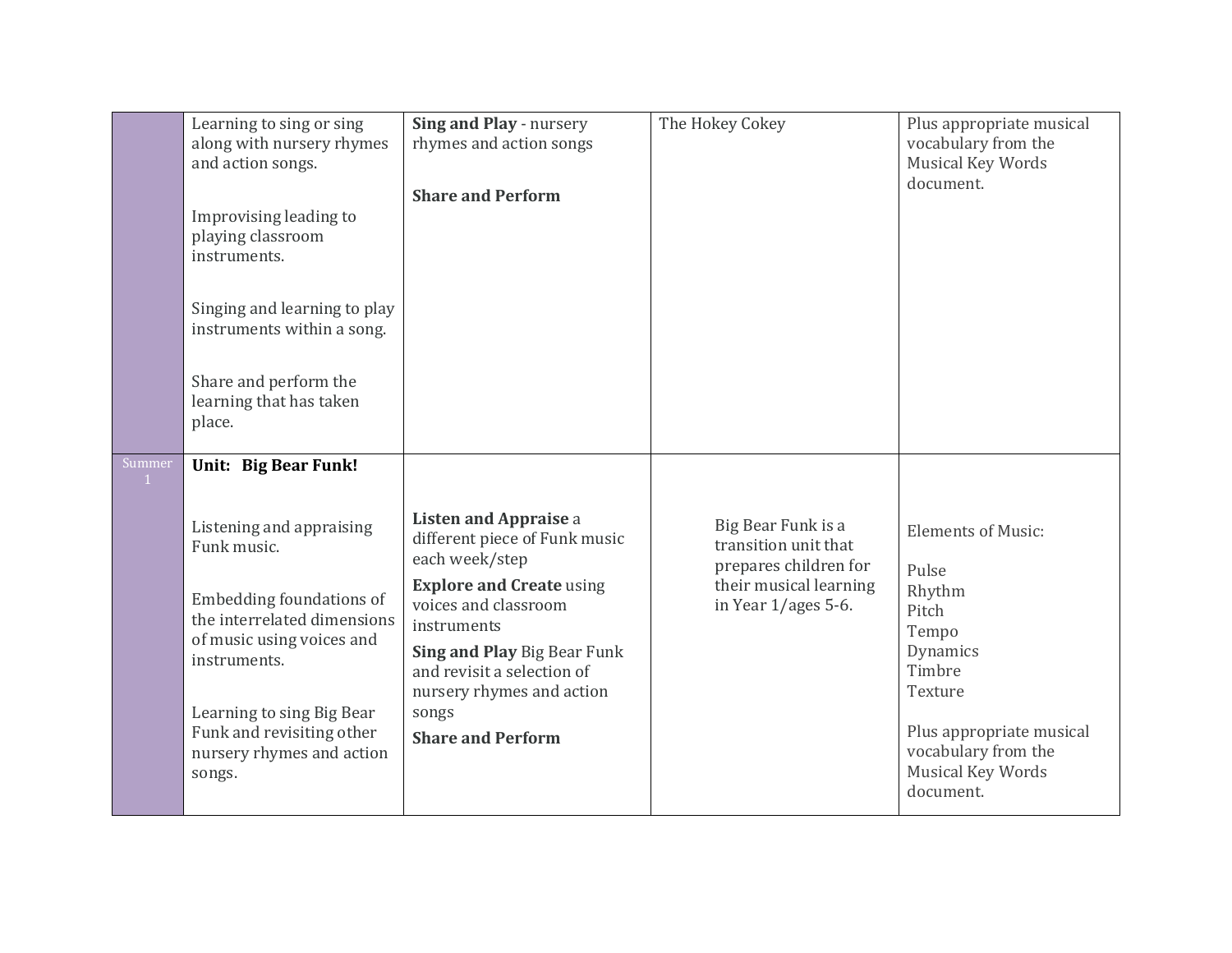| | | | | |
|---|---|---|---|---|
| | Learning to sing or sing along with nursery rhymes and action songs.<br><br>Improvising leading to playing classroom instruments.<br><br>Singing and learning to play instruments within a song.<br><br>Share and perform the learning that has taken place. | **Sing and Play** - nursery rhymes and action songs<br><br>**Share and Perform** | The Hokey Cokey | Plus appropriate musical vocabulary from the Musical Key Words document. |
| Summer 1 | **Unit: Big Bear Funk!**<br><br>Listening and appraising Funk music.<br><br>Embedding foundations of the interrelated dimensions of music using voices and instruments.<br><br>Learning to sing Big Bear Funk and revisiting other nursery rhymes and action songs. | **Listen and Appraise** a different piece of Funk music each week/step<br><br>**Explore and Create** using voices and classroom instruments<br><br>**Sing and Play** Big Bear Funk and revisit a selection of nursery rhymes and action songs<br><br>**Share and Perform** | Big Bear Funk is a transition unit that prepares children for their musical learning in Year 1/ages 5-6. | Elements of Music:<br><br>Pulse<br>Rhythm<br>Pitch<br>Tempo<br>Dynamics<br>Timbre<br>Texture<br><br>Plus appropriate musical vocabulary from the Musical Key Words document. |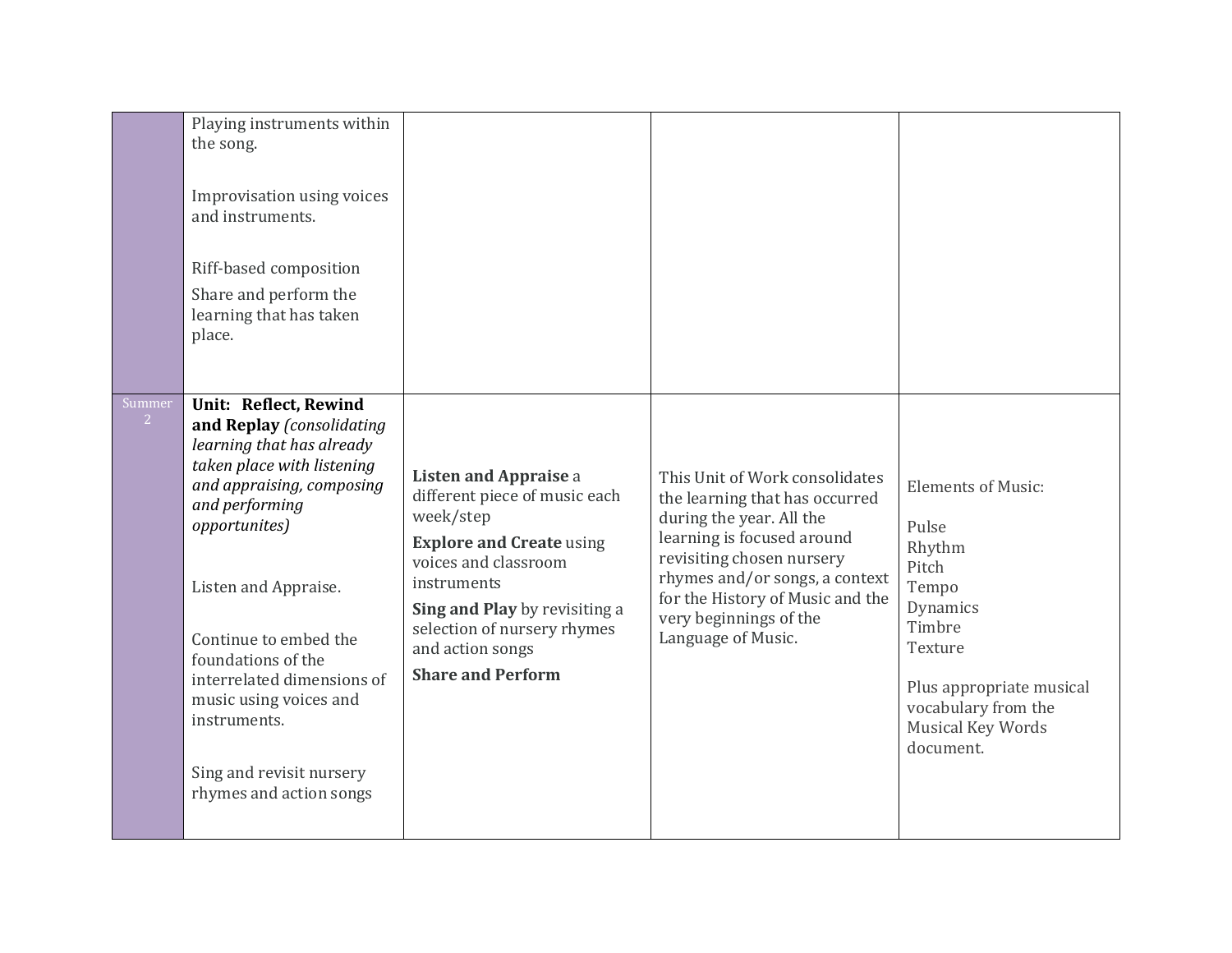| | | | | |
|---|---|---|---|---|
| | Playing instruments within the song.<br><br>Improvisation using voices and instruments.<br><br>Riff-based composition<br>Share and perform the learning that has taken place. | | | |
| Summer 2 | **Unit: Reflect, Rewind and Replay** *(consolidating learning that has already taken place with listening and appraising, composing and performing opportunites)*<br><br>Listen and Appraise.<br><br>Continue to embed the foundations of the interrelated dimensions of music using voices and instruments.<br><br>Sing and revisit nursery rhymes and action songs | **Listen and Appraise** a different piece of music each week/step<br>**Explore and Create** using voices and classroom instruments<br>**Sing and Play** by revisiting a selection of nursery rhymes and action songs<br>**Share and Perform** | This Unit of Work consolidates the learning that has occurred during the year. All the learning is focused around revisiting chosen nursery rhymes and/or songs, a context for the History of Music and the very beginnings of the Language of Music. | Elements of Music:<br><br>Pulse<br>Rhythm<br>Pitch<br>Tempo<br>Dynamics<br>Timbre<br>Texture<br><br>Plus appropriate musical vocabulary from the Musical Key Words document. |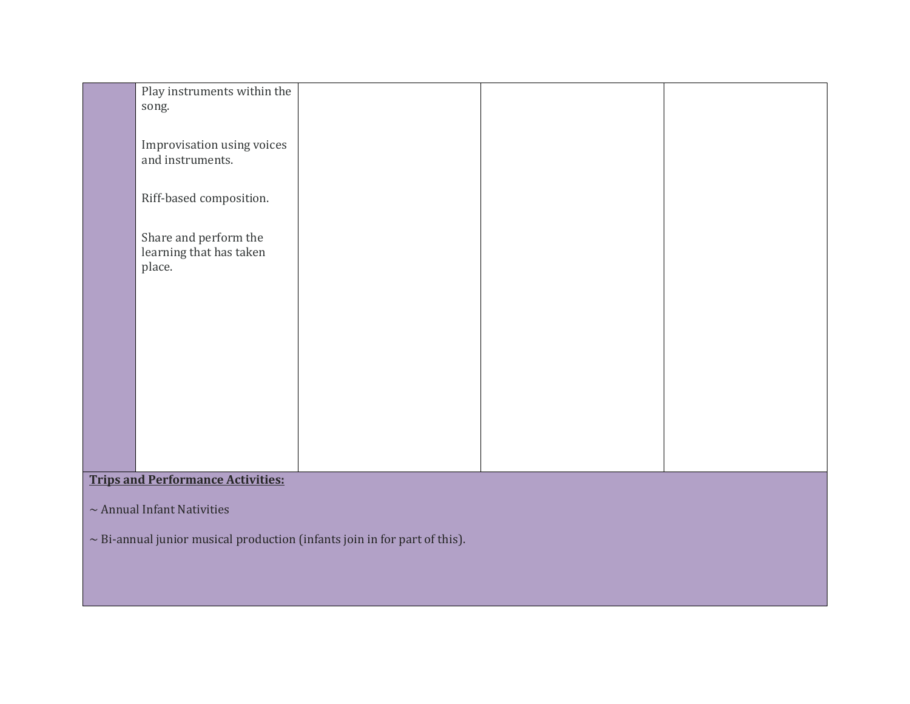| | | | | |
|---|---|---|---|---|
| | Play instruments within the song.<br><br>Improvisation using voices and instruments.<br><br>Riff-based composition.<br><br>Share and perform the learning that has taken place. | | | |

**Trips and Performance Activities:**

~ Annual Infant Nativities

~ Bi-annual junior musical production (infants join in for part of this).